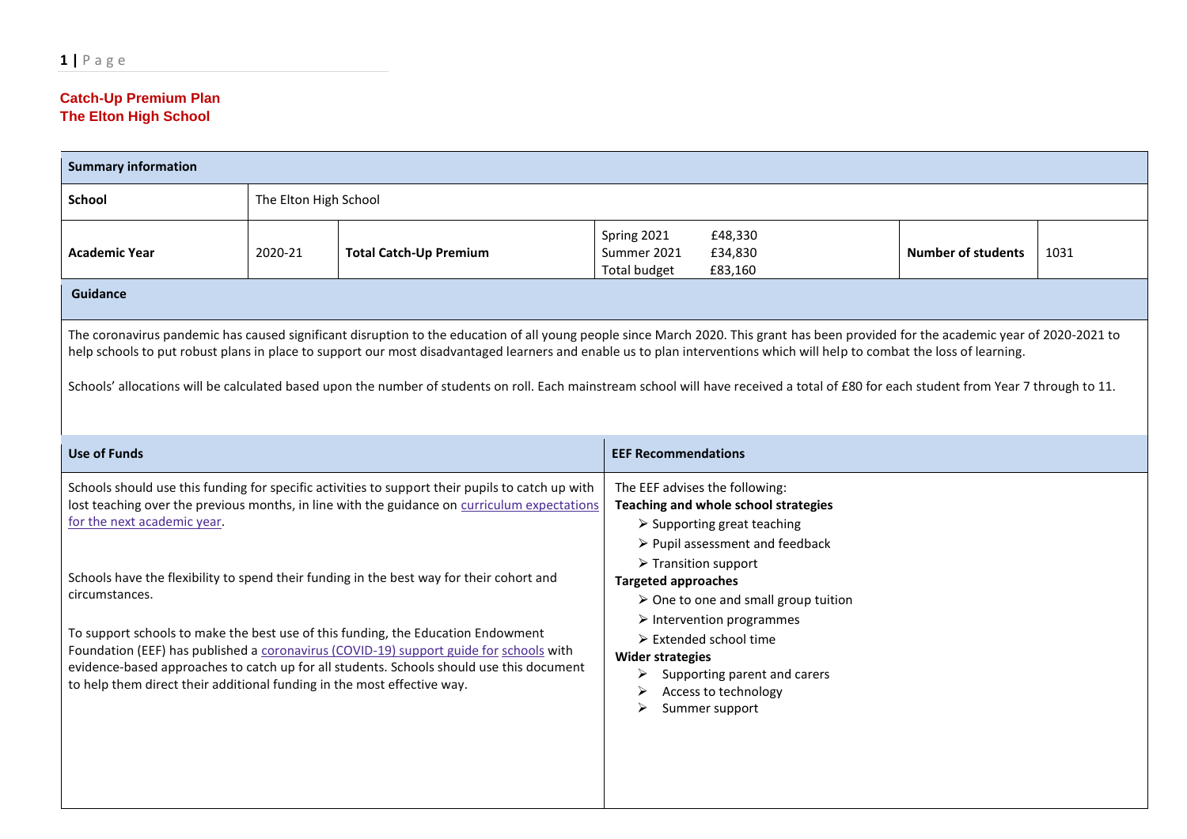**Catch-Up Premium Plan**
**The Elton High School**

| **Summary information** | | | | | |
|---|---|---|---|---|---|
| **School** | The Elton High School | | | | |
| **Academic Year** | 2020-21 | **Total Catch-Up Premium** | Spring 2021 £48,330<br>Summer 2021 £34,830<br>Total budget £83,160 | **Number of students** | 1031 |

**Guidance**

The coronavirus pandemic has caused significant disruption to the education of all young people since March 2020. This grant has been provided for the academic year of 2020-2021 to help schools to put robust plans in place to support our most disadvantaged learners and enable us to plan interventions which will help to combat the loss of learning.

Schools' allocations will be calculated based upon the number of students on roll. Each mainstream school will have received a total of £80 for each student from Year 7 through to 11.

| **Use of Funds** | **EEF Recommendations** |
|---|---|
| Schools should use this funding for specific activities to support their pupils to catch up with lost teaching over the previous months, in line with the guidance on curriculum expectations for the next academic year.<br><br>Schools have the flexibility to spend their funding in the best way for their cohort and circumstances.<br><br>To support schools to make the best use of this funding, the Education Endowment Foundation (EEF) has published a coronavirus (COVID-19) support guide for schools with evidence-based approaches to catch up for all students. Schools should use this document to help them direct their additional funding in the most effective way. | The EEF advises the following:<br>**Teaching and whole school strategies**<br>➢ Supporting great teaching<br>➢ Pupil assessment and feedback<br>➢ Transition support<br>**Targeted approaches**<br>➢ One to one and small group tuition<br>➢ Intervention programmes<br>➢ Extended school time<br>**Wider strategies**<br>➢ Supporting parent and carers<br>➢ Access to technology<br>➢ Summer support |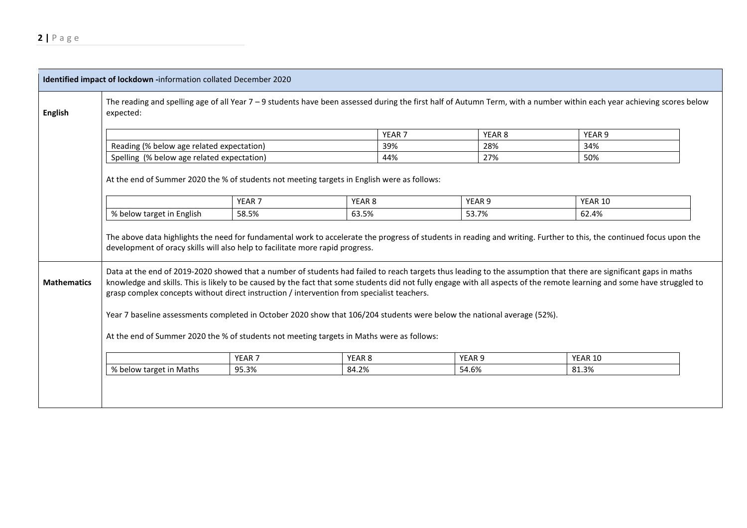**Identified impact of lockdown -** information collated December 2020

## English

The reading and spelling age of all Year 7 – 9 students have been assessed during the first half of Autumn Term, with a number within each year achieving scores below expected:

| | YEAR 7 | YEAR 8 | YEAR 9 |
|---|---|---|---|
| Reading (% below age related expectation) | 39% | 28% | 34% |
| Spelling (% below age related expectation) | 44% | 27% | 50% |

At the end of Summer 2020 the % of students not meeting targets in English were as follows:

| | YEAR 7 | YEAR 8 | YEAR 9 | YEAR 10 |
|---|---|---|---|---|
| % below target in English | 58.5% | 63.5% | 53.7% | 62.4% |

The above data highlights the need for fundamental work to accelerate the progress of students in reading and writing. Further to this, the continued focus upon the development of oracy skills will also help to facilitate more rapid progress.

## Mathematics

Data at the end of 2019-2020 showed that a number of students had failed to reach targets thus leading to the assumption that there are significant gaps in maths knowledge and skills. This is likely to be caused by the fact that some students did not fully engage with all aspects of the remote learning and some have struggled to grasp complex concepts without direct instruction / intervention from specialist teachers.

Year 7 baseline assessments completed in October 2020 show that 106/204 students were below the national average (52%).

At the end of Summer 2020 the % of students not meeting targets in Maths were as follows:

| | YEAR 7 | YEAR 8 | YEAR 9 | YEAR 10 |
|---|---|---|---|---|
| % below target in Maths | 95.3% | 84.2% | 54.6% | 81.3% |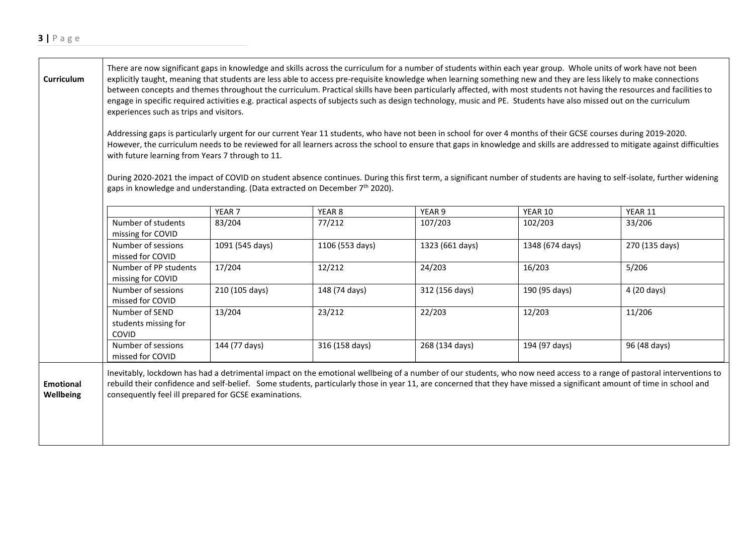| | |
|---|---|
| **Curriculum** | There are now significant gaps in knowledge and skills across the curriculum for a number of students within each year group. Whole units of work have not been explicitly taught, meaning that students are less able to access pre-requisite knowledge when learning something new and they are less likely to make connections between concepts and themes throughout the curriculum. Practical skills have been particularly affected, with most students not having the resources and facilities to engage in specific required activities e.g. practical aspects of subjects such as design technology, music and PE. Students have also missed out on the curriculum experiences such as trips and visitors.<br><br>Addressing gaps is particularly urgent for our current Year 11 students, who have not been in school for over 4 months of their GCSE courses during 2019-2020. However, the curriculum needs to be reviewed for all learners across the school to ensure that gaps in knowledge and skills are addressed to mitigate against difficulties with future learning from Years 7 through to 11.<br><br>During 2020-2021 the impact of COVID on student absence continues. During this first term, a significant number of students are having to self-isolate, further widening gaps in knowledge and understanding. (Data extracted on December 7th 2020). |

| | YEAR 7 | YEAR 8 | YEAR 9 | YEAR 10 | YEAR 11 |
|---|---|---|---|---|---|
| Number of students missing for COVID | 83/204 | 77/212 | 107/203 | 102/203 | 33/206 |
| Number of sessions missed for COVID | 1091 (545 days) | 1106 (553 days) | 1323 (661 days) | 1348 (674 days) | 270 (135 days) |
| Number of PP students missing for COVID | 17/204 | 12/212 | 24/203 | 16/203 | 5/206 |
| Number of sessions missed for COVID | 210 (105 days) | 148 (74 days) | 312 (156 days) | 190 (95 days) | 4 (20 days) |
| Number of SEND students missing for COVID | 13/204 | 23/212 | 22/203 | 12/203 | 11/206 |
| Number of sessions missed for COVID | 144 (77 days) | 316 (158 days) | 268 (134 days) | 194 (97 days) | 96 (48 days) |

| | |
|---|---|
| **Emotional Wellbeing** | Inevitably, lockdown has had a detrimental impact on the emotional wellbeing of a number of our students, who now need access to a range of pastoral interventions to rebuild their confidence and self-belief. Some students, particularly those in year 11, are concerned that they have missed a significant amount of time in school and consequently feel ill prepared for GCSE examinations. |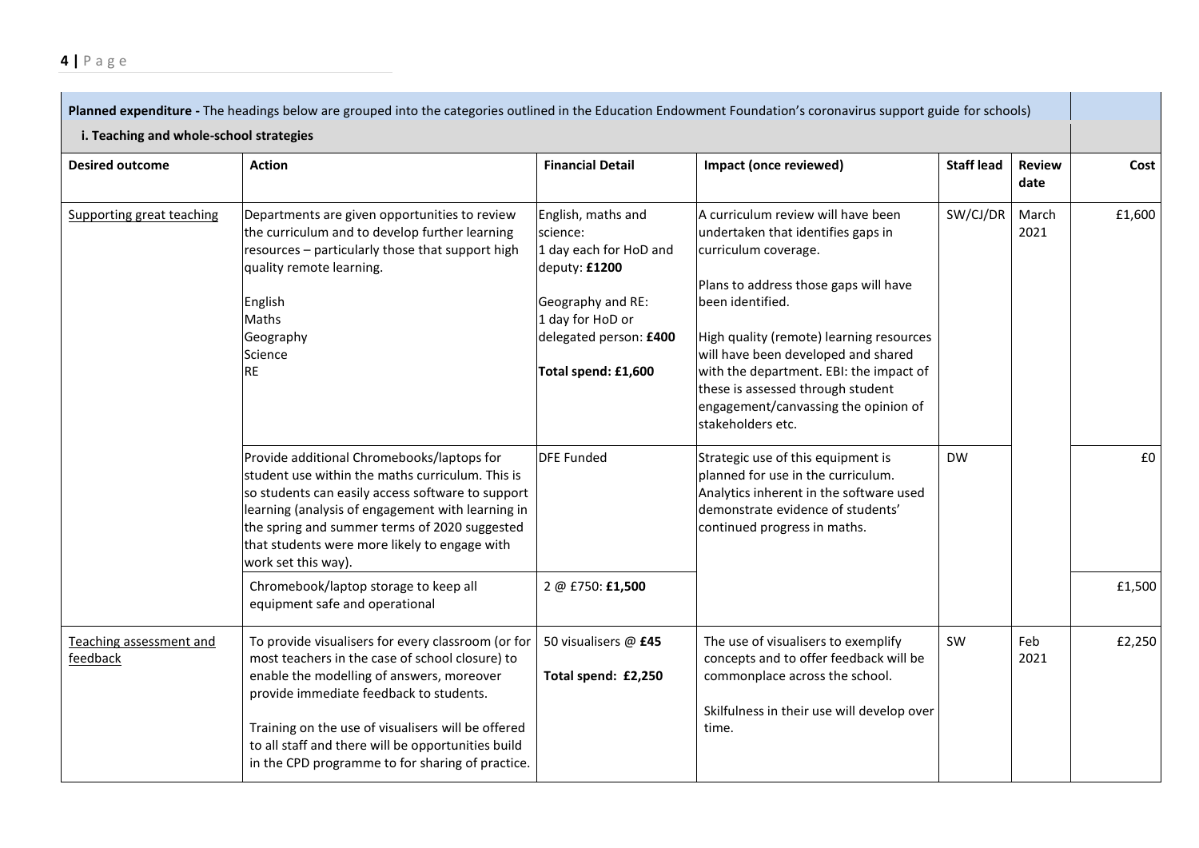**Planned expenditure -** The headings below are grouped into the categories outlined in the Education Endowment Foundation's coronavirus support guide for schools)

**i. Teaching and whole-school strategies**

| Desired outcome | Action | Financial Detail | Impact (once reviewed) | Staff lead | Review date | Cost |
|---|---|---|---|---|---|---|
| Supporting great teaching | Departments are given opportunities to review the curriculum and to develop further learning resources – particularly those that support high quality remote learning.<br><br>English<br>Maths<br>Geography<br>Science<br>RE | English, maths and science:<br>1 day each for HoD and deputy: **£1200**<br><br>Geography and RE:<br>1 day for HoD or delegated person: **£400**<br><br>**Total spend: £1,600** | A curriculum review will have been undertaken that identifies gaps in curriculum coverage.<br><br>Plans to address those gaps will have been identified.<br><br>High quality (remote) learning resources will have been developed and shared with the department. EBI: the impact of these is assessed through student engagement/canvassing the opinion of stakeholders etc. | SW/CJ/DR | March 2021 | £1,600 |
| | Provide additional Chromebooks/laptops for student use within the maths curriculum. This is so students can easily access software to support learning (analysis of engagement with learning in the spring and summer terms of 2020 suggested that students were more likely to engage with work set this way). | DFE Funded | Strategic use of this equipment is planned for use in the curriculum. Analytics inherent in the software used demonstrate evidence of students' continued progress in maths. | DW | | £0 |
| | Chromebook/laptop storage to keep all equipment safe and operational | 2 @ £750: **£1,500** | | | | £1,500 |
| Teaching assessment and feedback | To provide visualisers for every classroom (or for most teachers in the case of school closure) to enable the modelling of answers, moreover provide immediate feedback to students.<br><br>Training on the use of visualisers will be offered to all staff and there will be opportunities build in the CPD programme to for sharing of practice. | 50 visualisers @ **£45**<br><br>**Total spend: £2,250** | The use of visualisers to exemplify concepts and to offer feedback will be commonplace across the school.<br><br>Skilfulness in their use will develop over time. | SW | Feb 2021 | £2,250 |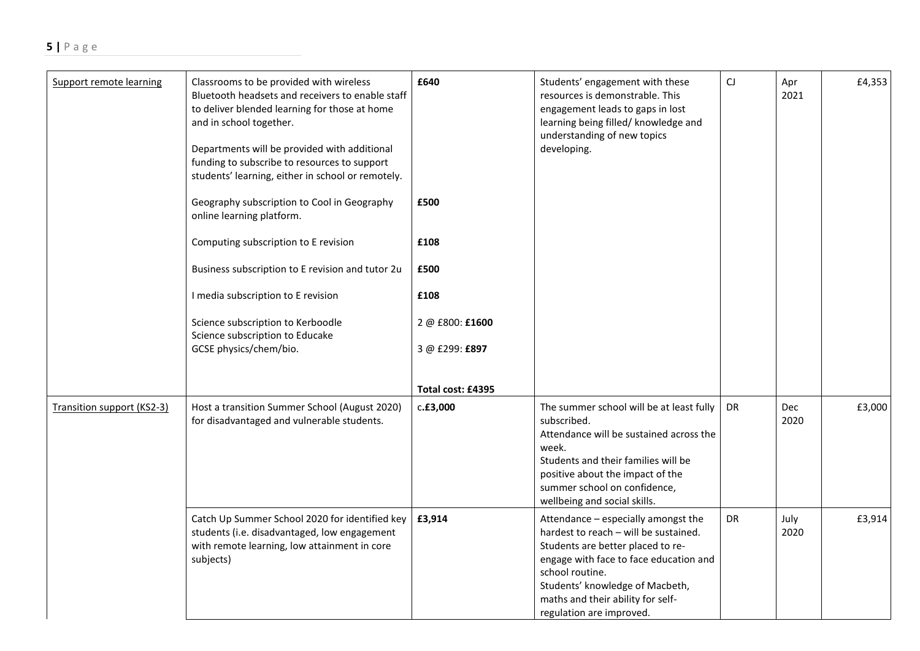| | | | | | | |
|---|---|---|---|---|---|---|
| Support remote learning | Classrooms to be provided with wireless Bluetooth headsets and receivers to enable staff to deliver blended learning for those at home and in school together.<br><br>Departments will be provided with additional funding to subscribe to resources to support students' learning, either in school or remotely.<br><br>Geography subscription to Cool in Geography online learning platform.<br><br>Computing subscription to E revision<br><br>Business subscription to E revision and tutor 2u<br><br>I media subscription to E revision<br><br>Science subscription to Kerboodle<br>Science subscription to Educake GCSE physics/chem/bio. | **£640**<br><br><br><br><br><br>**£500**<br><br>**£108**<br><br>**£500**<br><br>**£108**<br><br>2 @ £800: **£1600**<br><br>3 @ £299: **£897**<br><br>**Total cost: £4395** | Students' engagement with these resources is demonstrable. This engagement leads to gaps in lost learning being filled/ knowledge and understanding of new topics developing. | CJ | Apr 2021 | £4,353 |
| Transition support (KS2-3) | Host a transition Summer School (August 2020) for disadvantaged and vulnerable students. | c.**£3,000** | The summer school will be at least fully subscribed.<br>Attendance will be sustained across the week.<br>Students and their families will be positive about the impact of the summer school on confidence, wellbeing and social skills. | DR | Dec 2020 | £3,000 |
| | Catch Up Summer School 2020 for identified key students (i.e. disadvantaged, low engagement with remote learning, low attainment in core subjects) | **£3,914** | Attendance – especially amongst the hardest to reach – will be sustained.<br>Students are better placed to re-engage with face to face education and school routine.<br>Students' knowledge of Macbeth, maths and their ability for self-regulation are improved. | DR | July 2020 | £3,914 |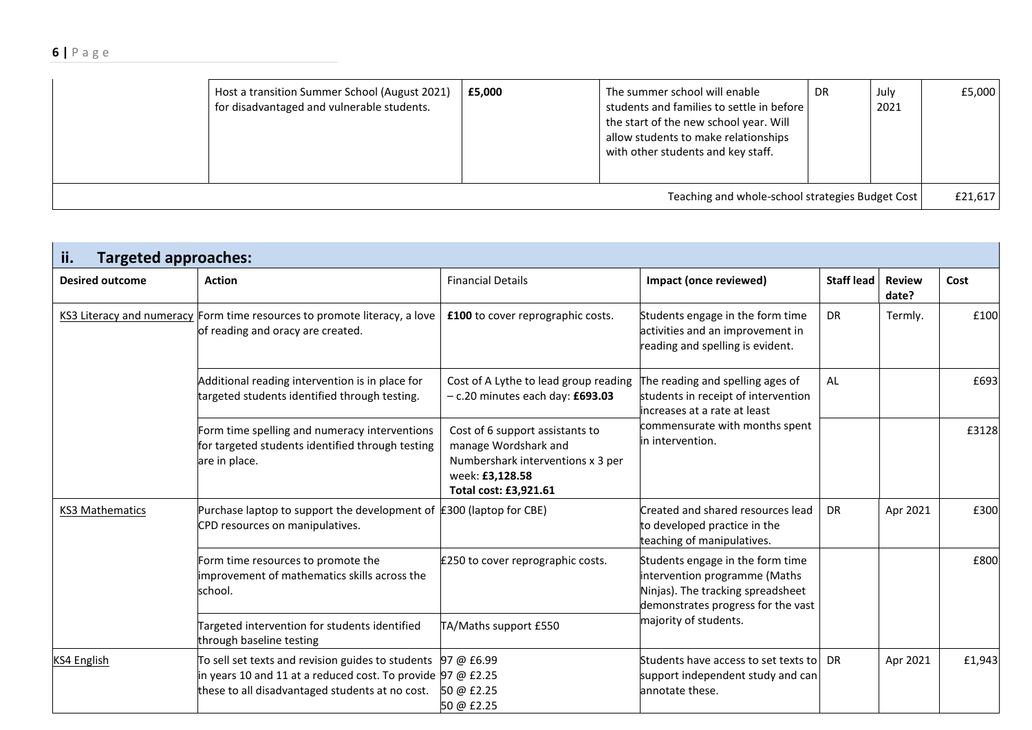| | Host a transition Summer School (August 2021) for disadvantaged and vulnerable students. | **£5,000** | The summer school will enable students and families to settle in before the start of the new school year. Will allow students to make relationships with other students and key staff. | DR | July 2021 | £5,000 |
|---|---|---|---|---|---|---|
| Teaching and whole-school strategies Budget Cost | | | | | | £21,617 |

## ii. Targeted approaches:

| Desired outcome | Action | Financial Details | Impact (once reviewed) | Staff lead | Review date? | Cost |
|---|---|---|---|---|---|---|
| KS3 Literacy and numeracy | Form time resources to promote literacy, a love of reading and oracy are created. | **£100** to cover reprographic costs. | Students engage in the form time activities and an improvement in reading and spelling is evident. | DR | Termly. | £100 |
| | Additional reading intervention is in place for targeted students identified through testing. | Cost of A Lythe to lead group reading – c.20 minutes each day: **£693.03** | The reading and spelling ages of students in receipt of intervention increases at a rate at least commensurate with months spent in intervention. | AL | | £693 |
| | Form time spelling and numeracy interventions for targeted students identified through testing are in place. | Cost of 6 support assistants to manage Wordshark and Numbershark interventions x 3 per week: **£3,128.58** **Total cost: £3,921.61** | | | | £3128 |
| KS3 Mathematics | Purchase laptop to support the development of CPD resources on manipulatives. | £300 (laptop for CBE) | Created and shared resources lead to developed practice in the teaching of manipulatives. | DR | Apr 2021 | £300 |
| | Form time resources to promote the improvement of mathematics skills across the school. | £250 to cover reprographic costs. | Students engage in the form time intervention programme (Maths Ninjas). The tracking spreadsheet demonstrates progress for the vast majority of students. | | | £800 |
| | Targeted intervention for students identified through baseline testing | TA/Maths support £550 | | | | |
| KS4 English | To sell set texts and revision guides to students in years 10 and 11 at a reduced cost. To provide these to all disadvantaged students at no cost. | 97 @ £6.99<br>97 @ £2.25<br>50 @ £2.25<br>50 @ £2.25 | Students have access to set texts to support independent study and can annotate these. | DR | Apr 2021 | £1,943 |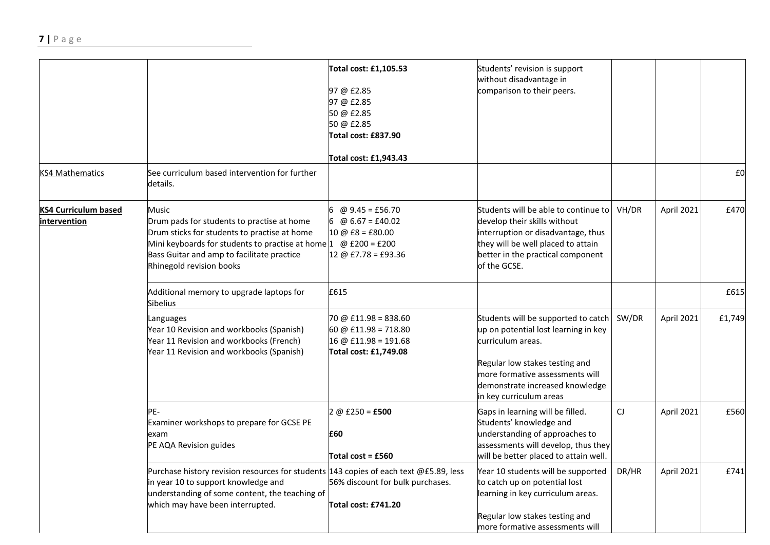| | | | | | | |
|---|---|---|---|---|---|---|
| | | **Total cost: £1,105.53**<br><br>97 @ £2.85<br>97 @ £2.85<br>50 @ £2.85<br>50 @ £2.85<br>**Total cost: £837.90**<br><br>**Total cost: £1,943.43** | Students' revision is support without disadvantage in comparison to their peers. | | | |
| KS4 Mathematics | See curriculum based intervention for further details. | | | | | £0 |
| **KS4 Curriculum based intervention** | Music<br>Drum pads for students to practise at home<br>Drum sticks for students to practise at home<br>Mini keyboards for students to practise at home<br>Bass Guitar and amp to facilitate practice<br>Rhinegold revision books | 6 @ 9.45 = £56.70<br>6 @ 6.67 = £40.02<br>10 @ £8 = £80.00<br>1 @ £200 = £200<br>12 @ £7.78 = £93.36 | Students will be able to continue to develop their skills without interruption or disadvantage, thus they will be well placed to attain better in the practical component of the GCSE. | VH/DR | April 2021 | £470 |
| | Additional memory to upgrade laptops for Sibelius | £615 | | | | £615 |
| | Languages<br>Year 10 Revision and workbooks (Spanish)<br>Year 11 Revision and workbooks (French)<br>Year 11 Revision and workbooks (Spanish) | 70 @ £11.98 = 838.60<br>60 @ £11.98 = 718.80<br>16 @ £11.98 = 191.68<br>**Total cost: £1,749.08** | Students will be supported to catch up on potential lost learning in key curriculum areas.<br><br>Regular low stakes testing and more formative assessments will demonstrate increased knowledge in key curriculum areas | SW/DR | April 2021 | £1,749 |
| | PE-<br>Examiner workshops to prepare for GCSE PE exam<br>PE AQA Revision guides | 2 @ £250 = **£500**<br><br>**£60**<br><br>**Total cost = £560** | Gaps in learning will be filled. Students' knowledge and understanding of approaches to assessments will develop, thus they will be better placed to attain well. | CJ | April 2021 | £560 |
| | Purchase history revision resources for students in year 10 to support knowledge and understanding of some content, the teaching of which may have been interrupted. | 143 copies of each text @£5.89, less 56% discount for bulk purchases.<br><br>**Total cost: £741.20** | Year 10 students will be supported to catch up on potential lost learning in key curriculum areas.<br><br>Regular low stakes testing and more formative assessments will | DR/HR | April 2021 | £741 |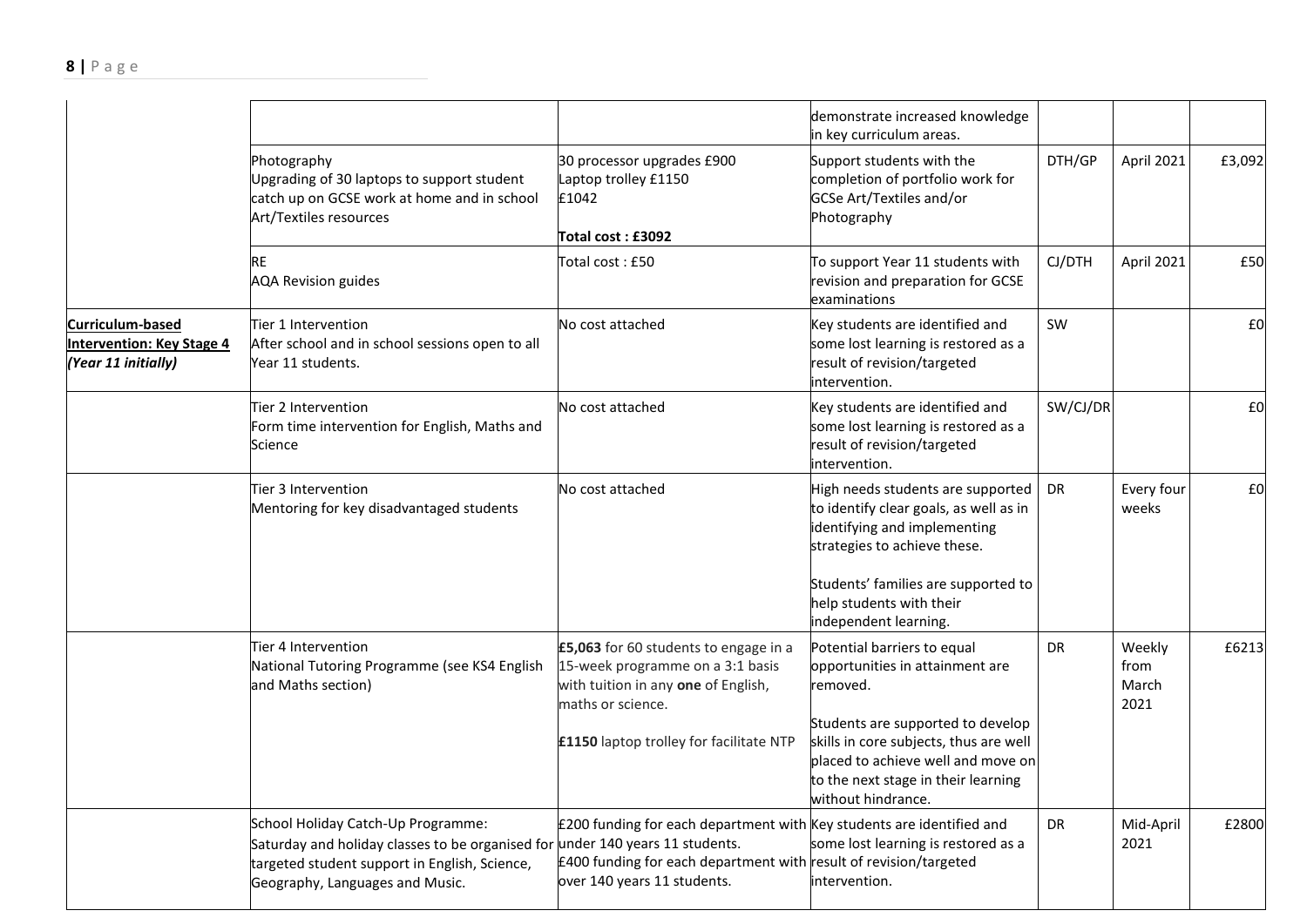| | | | | | | |
|---|---|---|---|---|---|---|
| | | | demonstrate increased knowledge in key curriculum areas. | | | |
| | Photography<br>Upgrading of 30 laptops to support student catch up on GCSE work at home and in school Art/Textiles resources | 30 processor upgrades £900<br>Laptop trolley £1150<br>£1042<br>**Total cost : £3092** | Support students with the completion of portfolio work for GCSe Art/Textiles and/or Photography | DTH/GP | April 2021 | £3,092 |
| | RE<br>AQA Revision guides | Total cost : £50 | To support Year 11 students with revision and preparation for GCSE examinations | CJ/DTH | April 2021 | £50 |
| **Curriculum-based Intervention: Key Stage 4** ***(Year 11 initially)*** | Tier 1 Intervention<br>After school and in school sessions open to all Year 11 students. | No cost attached | Key students are identified and some lost learning is restored as a result of revision/targeted intervention. | SW | | £0 |
| | Tier 2 Intervention<br>Form time intervention for English, Maths and Science | No cost attached | Key students are identified and some lost learning is restored as a result of revision/targeted intervention. | SW/CJ/DR | | £0 |
| | Tier 3 Intervention<br>Mentoring for key disadvantaged students | No cost attached | High needs students are supported to identify clear goals, as well as in identifying and implementing strategies to achieve these.<br><br>Students' families are supported to help students with their independent learning. | DR | Every four weeks | £0 |
| | Tier 4 Intervention<br>National Tutoring Programme (see KS4 English and Maths section) | **£5,063** for 60 students to engage in a 15-week programme on a 3:1 basis with tuition in any **one** of English, maths or science.<br><br>**£1150** laptop trolley for facilitate NTP | Potential barriers to equal opportunities in attainment are removed.<br><br>Students are supported to develop skills in core subjects, thus are well placed to achieve well and move on to the next stage in their learning without hindrance. | DR | Weekly from March 2021 | £6213 |
| | School Holiday Catch-Up Programme:<br>Saturday and holiday classes to be organised for targeted student support in English, Science, Geography, Languages and Music. | £200 funding for each department with under 140 years 11 students.<br>£400 funding for each department with over 140 years 11 students. | Key students are identified and some lost learning is restored as a result of revision/targeted intervention. | DR | Mid-April 2021 | £2800 |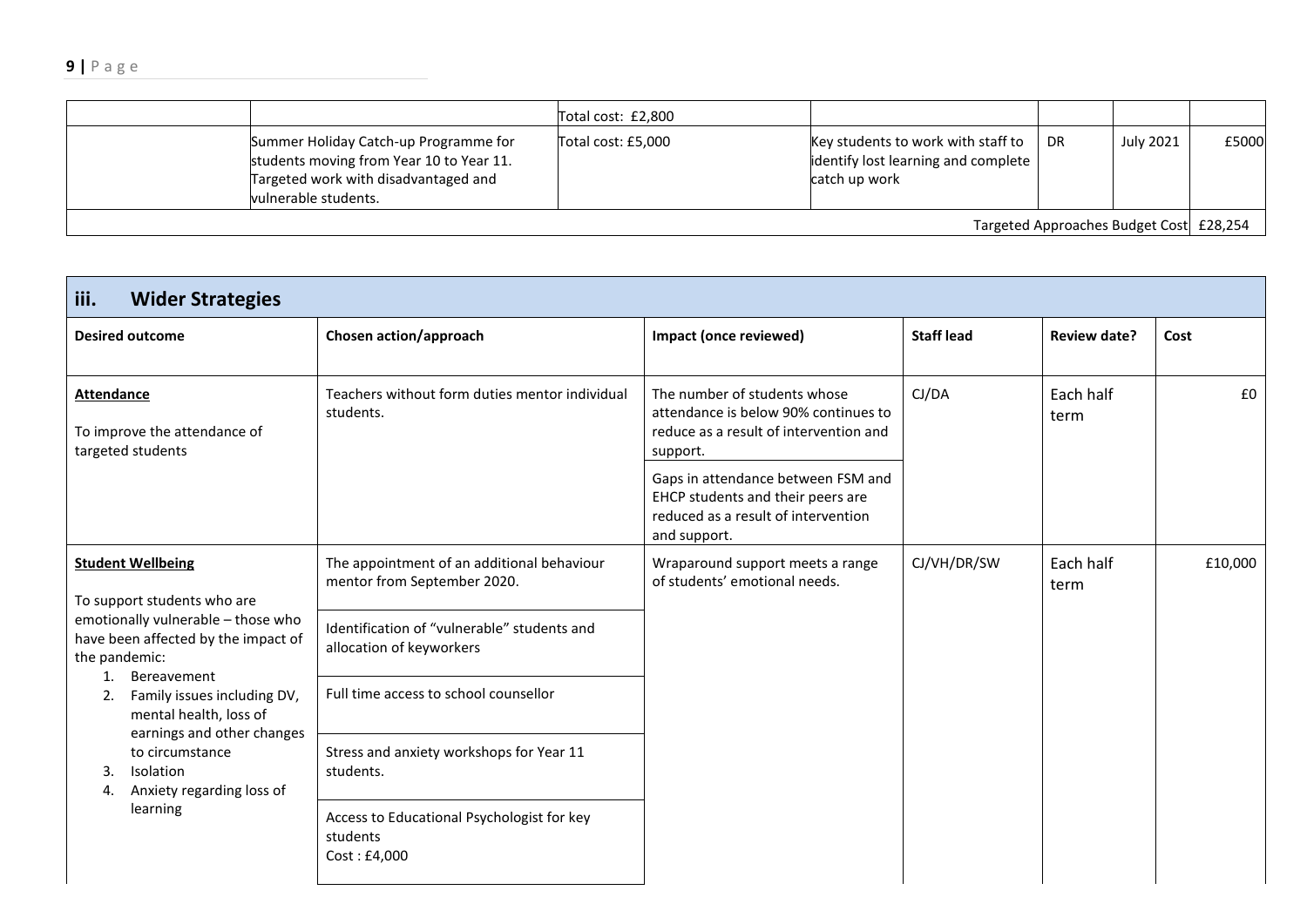| | | | | | | |
|---|---|---|---|---|---|---|
| | | Total cost: £2,800 | | | | |
| | Summer Holiday Catch-up Programme for students moving from Year 10 to Year 11. Targeted work with disadvantaged and vulnerable students. | Total cost: £5,000 | Key students to work with staff to identify lost learning and complete catch up work | DR | July 2021 | £5000 |
| | | | | | Targeted Approaches Budget Cost | £28,254 |

## iii. Wider Strategies

| Desired outcome | Chosen action/approach | Impact (once reviewed) | Staff lead | Review date? | Cost |
|---|---|---|---|---|---|
| **Attendance**<br><br>To improve the attendance of targeted students | Teachers without form duties mentor individual students. | The number of students whose attendance is below 90% continues to reduce as a result of intervention and support.<br><br>Gaps in attendance between FSM and EHCP students and their peers are reduced as a result of intervention and support. | CJ/DA | Each half term | £0 |
| **Student Wellbeing**<br><br>To support students who are emotionally vulnerable – those who have been affected by the impact of the pandemic:<br>1. Bereavement<br>2. Family issues including DV, mental health, loss of earnings and other changes to circumstance<br>3. Isolation<br>4. Anxiety regarding loss of learning | The appointment of an additional behaviour mentor from September 2020.<br><br>Identification of "vulnerable" students and allocation of keyworkers<br><br>Full time access to school counsellor<br><br>Stress and anxiety workshops for Year 11 students.<br><br>Access to Educational Psychologist for key students<br>Cost : £4,000 | Wraparound support meets a range of students' emotional needs. | CJ/VH/DR/SW | Each half term | £10,000 |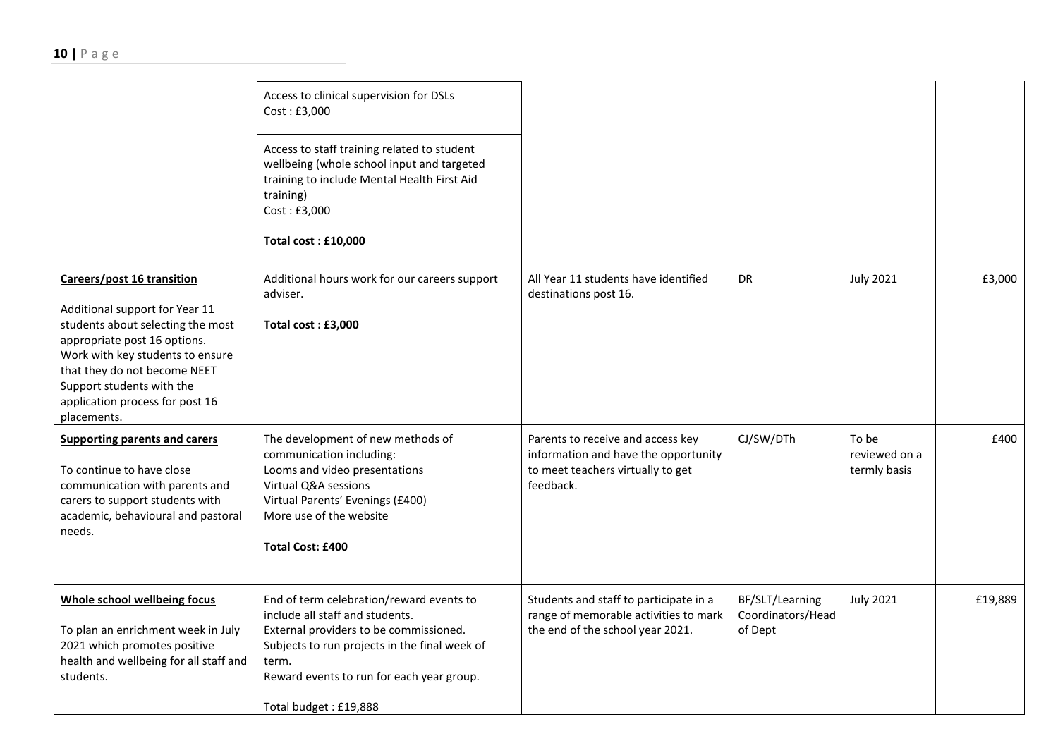| | | | | | |
|---|---|---|---|---|---|
| | Access to clinical supervision for DSLs<br>Cost : £3,000<br><br>Access to staff training related to student wellbeing (whole school input and targeted training to include Mental Health First Aid training)<br>Cost : £3,000<br><br>**Total cost : £10,000** | | | | |
| **Careers/post 16 transition**<br><br>Additional support for Year 11 students about selecting the most appropriate post 16 options.<br>Work with key students to ensure that they do not become NEET<br>Support students with the application process for post 16 placements. | Additional hours work for our careers support adviser.<br><br>**Total cost : £3,000** | All Year 11 students have identified destinations post 16. | DR | July 2021 | £3,000 |
| **Supporting parents and carers**<br><br>To continue to have close communication with parents and carers to support students with academic, behavioural and pastoral needs. | The development of new methods of communication including:<br>Looms and video presentations<br>Virtual Q&A sessions<br>Virtual Parents' Evenings (£400)<br>More use of the website<br><br>**Total Cost: £400** | Parents to receive and access key information and have the opportunity to meet teachers virtually to get feedback. | CJ/SW/DTh | To be reviewed on a termly basis | £400 |
| **Whole school wellbeing focus**<br><br>To plan an enrichment week in July 2021 which promotes positive health and wellbeing for all staff and students. | End of term celebration/reward events to include all staff and students.<br>External providers to be commissioned.<br>Subjects to run projects in the final week of term.<br>Reward events to run for each year group.<br><br>Total budget : £19,888 | Students and staff to participate in a range of memorable activities to mark the end of the school year 2021. | BF/SLT/Learning Coordinators/Head of Dept | July 2021 | £19,889 |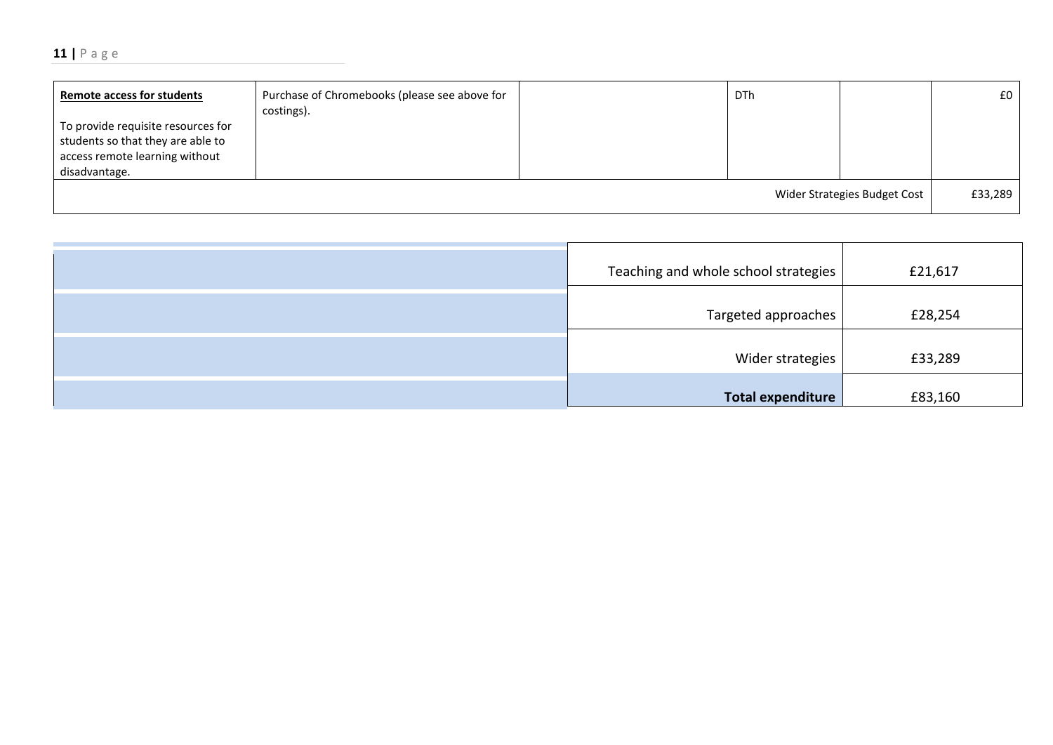| | | | | | |
|---|---|---|---|---|---|
| **Remove access for students**<br><br>To provide requisite resources for students so that they are able to access remote learning without disadvantage. | Purchase of Chromebooks (please see above for costings). | | DTh | | £0 |
| | | | | Wider Strategies Budget Cost | £33,289 |

| | | |
|---|---|---|
| | Teaching and whole school strategies | £21,617 |
| | Targeted approaches | £28,254 |
| | Wider strategies | £33,289 |
| | **Total expenditure** | £83,160 |